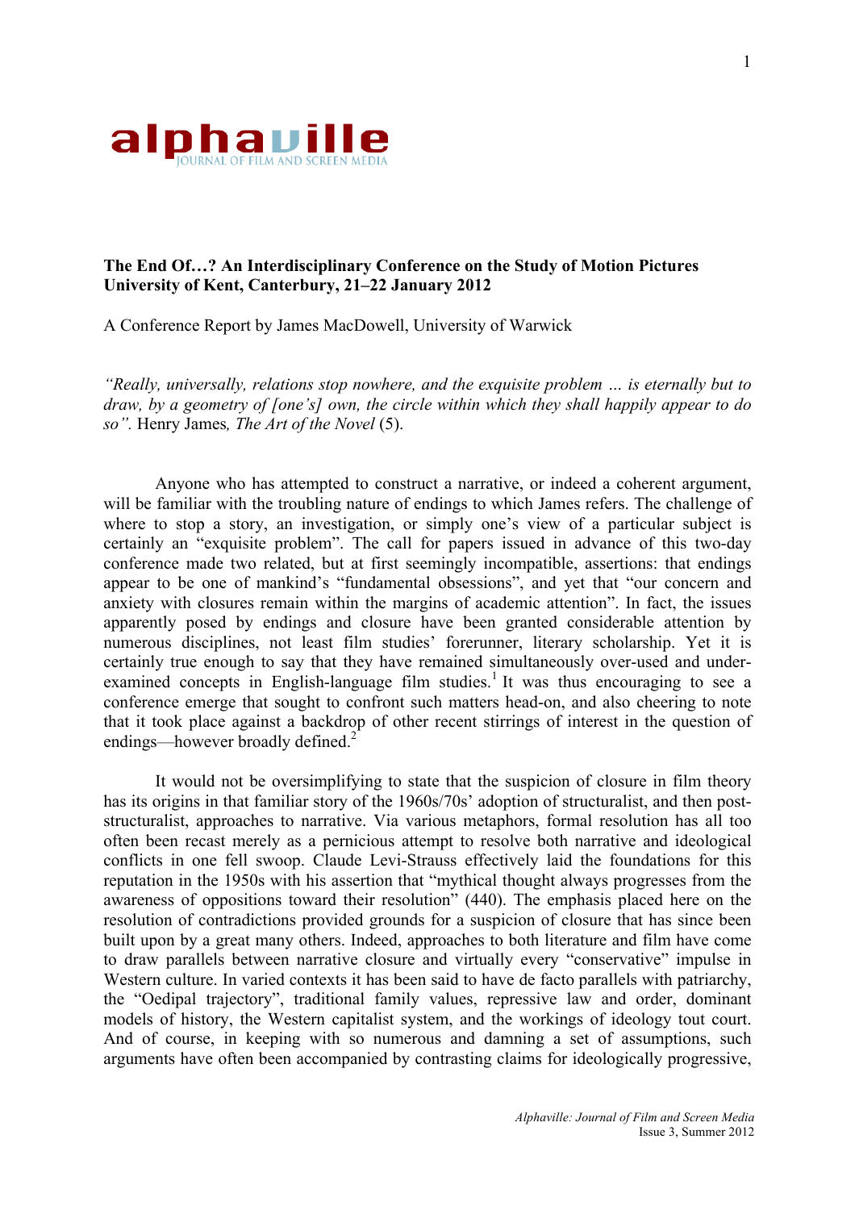**The End Of…? An Interdisciplinary Conference on the Study of Motion Pictures University of Kent, Canterbury, 21–22 January 2012**

A Conference Report by James MacDowell, University of Warwick

*"Really, universally, relations stop nowhere, and the exquisite problem … is eternally but to draw, by a geometry of [one's] own, the circle within which they shall happily appear to do so".* Henry James, *The Art of the Novel* (5).

Anyone who has attempted to construct a narrative, or indeed a coherent argument, will be familiar with the troubling nature of endings to which James refers. The challenge of where to stop a story, an investigation, or simply one's view of a particular subject is certainly an "exquisite problem". The call for papers issued in advance of this two-day conference made two related, but at first seemingly incompatible, assertions: that endings appear to be one of mankind's "fundamental obsessions", and yet that "our concern and anxiety with closures remain within the margins of academic attention". In fact, the issues apparently posed by endings and closure have been granted considerable attention by numerous disciplines, not least film studies' forerunner, literary scholarship. Yet it is certainly true enough to say that they have remained simultaneously over-used and under-examined concepts in English-language film studies.[1] It was thus encouraging to see a conference emerge that sought to confront such matters head-on, and also cheering to note that it took place against a backdrop of other recent stirrings of interest in the question of endings—however broadly defined.[2]

It would not be oversimplifying to state that the suspicion of closure in film theory has its origins in that familiar story of the 1960s/70s' adoption of structuralist, and then post-structuralist, approaches to narrative. Via various metaphors, formal resolution has all too often been recast merely as a pernicious attempt to resolve both narrative and ideological conflicts in one fell swoop. Claude Levi-Strauss effectively laid the foundations for this reputation in the 1950s with his assertion that "mythical thought always progresses from the awareness of oppositions toward their resolution" (440). The emphasis placed here on the resolution of contradictions provided grounds for a suspicion of closure that has since been built upon by a great many others. Indeed, approaches to both literature and film have come to draw parallels between narrative closure and virtually every "conservative" impulse in Western culture. In varied contexts it has been said to have de facto parallels with patriarchy, the "Oedipal trajectory", traditional family values, repressive law and order, dominant models of history, the Western capitalist system, and the workings of ideology tout court. And of course, in keeping with so numerous and damning a set of assumptions, such arguments have often been accompanied by contrasting claims for ideologically progressive,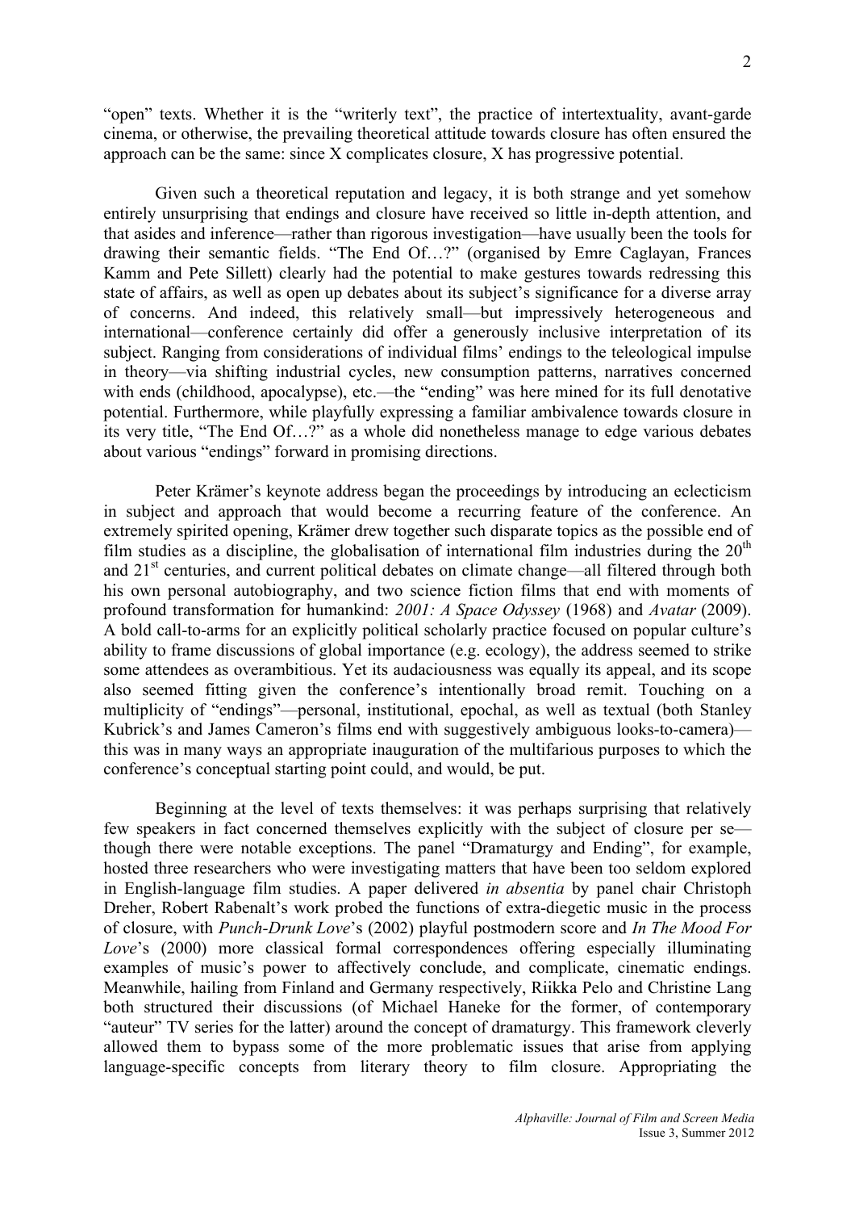"open" texts. Whether it is the "writerly text", the practice of intertextuality, avant-garde cinema, or otherwise, the prevailing theoretical attitude towards closure has often ensured the approach can be the same: since X complicates closure, X has progressive potential.

Given such a theoretical reputation and legacy, it is both strange and yet somehow entirely unsurprising that endings and closure have received so little in-depth attention, and that asides and inference—rather than rigorous investigation—have usually been the tools for drawing their semantic fields. "The End Of…?" (organised by Emre Caglayan, Frances Kamm and Pete Sillett) clearly had the potential to make gestures towards redressing this state of affairs, as well as open up debates about its subject's significance for a diverse array of concerns. And indeed, this relatively small—but impressively heterogeneous and international—conference certainly did offer a generously inclusive interpretation of its subject. Ranging from considerations of individual films' endings to the teleological impulse in theory—via shifting industrial cycles, new consumption patterns, narratives concerned with ends (childhood, apocalypse), etc.—the "ending" was here mined for its full denotative potential. Furthermore, while playfully expressing a familiar ambivalence towards closure in its very title, "The End Of…?" as a whole did nonetheless manage to edge various debates about various "endings" forward in promising directions.

Peter Krämer's keynote address began the proceedings by introducing an eclecticism in subject and approach that would become a recurring feature of the conference. An extremely spirited opening, Krämer drew together such disparate topics as the possible end of film studies as a discipline, the globalisation of international film industries during the 20th and 21st centuries, and current political debates on climate change—all filtered through both his own personal autobiography, and two science fiction films that end with moments of profound transformation for humankind: *2001: A Space Odyssey* (1968) and *Avatar* (2009). A bold call-to-arms for an explicitly political scholarly practice focused on popular culture's ability to frame discussions of global importance (e.g. ecology), the address seemed to strike some attendees as overambitious. Yet its audaciousness was equally its appeal, and its scope also seemed fitting given the conference's intentionally broad remit. Touching on a multiplicity of "endings"—personal, institutional, epochal, as well as textual (both Stanley Kubrick's and James Cameron's films end with suggestively ambiguous looks-to-camera)—this was in many ways an appropriate inauguration of the multifarious purposes to which the conference's conceptual starting point could, and would, be put.

Beginning at the level of texts themselves: it was perhaps surprising that relatively few speakers in fact concerned themselves explicitly with the subject of closure per se—though there were notable exceptions. The panel "Dramaturgy and Ending", for example, hosted three researchers who were investigating matters that have been too seldom explored in English-language film studies. A paper delivered *in absentia* by panel chair Christoph Dreher, Robert Rabenalt's work probed the functions of extra-diegetic music in the process of closure, with *Punch-Drunk Love*'s (2002) playful postmodern score and *In The Mood For Love*'s (2000) more classical formal correspondences offering especially illuminating examples of music's power to affectively conclude, and complicate, cinematic endings. Meanwhile, hailing from Finland and Germany respectively, Riikka Pelo and Christine Lang both structured their discussions (of Michael Haneke for the former, of contemporary "auteur" TV series for the latter) around the concept of dramaturgy. This framework cleverly allowed them to bypass some of the more problematic issues that arise from applying language-specific concepts from literary theory to film closure. Appropriating the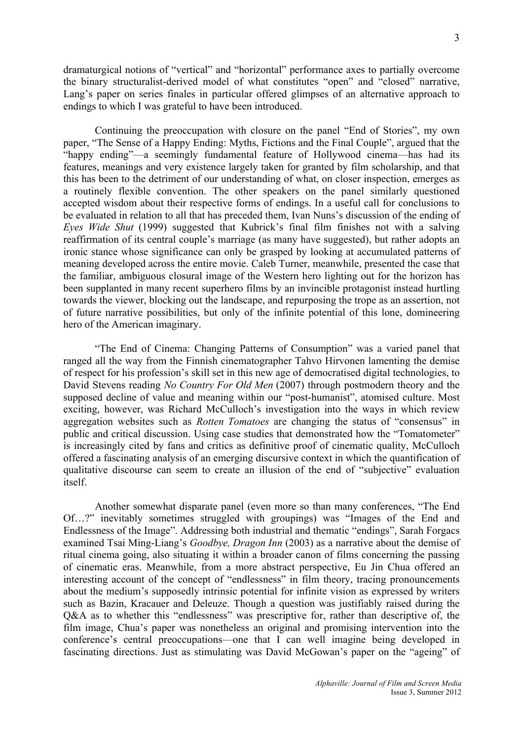dramaturgical notions of "vertical" and "horizontal" performance axes to partially overcome the binary structuralist-derived model of what constitutes "open" and "closed" narrative, Lang's paper on series finales in particular offered glimpses of an alternative approach to endings to which I was grateful to have been introduced.

Continuing the preoccupation with closure on the panel "End of Stories", my own paper, "The Sense of a Happy Ending: Myths, Fictions and the Final Couple", argued that the "happy ending"—a seemingly fundamental feature of Hollywood cinema—has had its features, meanings and very existence largely taken for granted by film scholarship, and that this has been to the detriment of our understanding of what, on closer inspection, emerges as a routinely flexible convention. The other speakers on the panel similarly questioned accepted wisdom about their respective forms of endings. In a useful call for conclusions to be evaluated in relation to all that has preceded them, Ivan Nuns's discussion of the ending of *Eyes Wide Shut* (1999) suggested that Kubrick's final film finishes not with a salving reaffirmation of its central couple's marriage (as many have suggested), but rather adopts an ironic stance whose significance can only be grasped by looking at accumulated patterns of meaning developed across the entire movie. Caleb Turner, meanwhile, presented the case that the familiar, ambiguous closural image of the Western hero lighting out for the horizon has been supplanted in many recent superhero films by an invincible protagonist instead hurtling towards the viewer, blocking out the landscape, and repurposing the trope as an assertion, not of future narrative possibilities, but only of the infinite potential of this lone, domineering hero of the American imaginary.

"The End of Cinema: Changing Patterns of Consumption" was a varied panel that ranged all the way from the Finnish cinematographer Tahvo Hirvonen lamenting the demise of respect for his profession's skill set in this new age of democratised digital technologies, to David Stevens reading *No Country For Old Men* (2007) through postmodern theory and the supposed decline of value and meaning within our "post-humanist", atomised culture. Most exciting, however, was Richard McCulloch's investigation into the ways in which review aggregation websites such as *Rotten Tomatoes* are changing the status of "consensus" in public and critical discussion. Using case studies that demonstrated how the "Tomatometer" is increasingly cited by fans and critics as definitive proof of cinematic quality, McCulloch offered a fascinating analysis of an emerging discursive context in which the quantification of qualitative discourse can seem to create an illusion of the end of "subjective" evaluation itself.

Another somewhat disparate panel (even more so than many conferences, "The End Of…?" inevitably sometimes struggled with groupings) was "Images of the End and Endlessness of the Image". Addressing both industrial and thematic "endings", Sarah Forgacs examined Tsai Ming-Liang's *Goodbye, Dragon Inn* (2003) as a narrative about the demise of ritual cinema going, also situating it within a broader canon of films concerning the passing of cinematic eras. Meanwhile, from a more abstract perspective, Eu Jin Chua offered an interesting account of the concept of "endlessness" in film theory, tracing pronouncements about the medium's supposedly intrinsic potential for infinite vision as expressed by writers such as Bazin, Kracauer and Deleuze. Though a question was justifiably raised during the Q&A as to whether this "endlessness" was prescriptive for, rather than descriptive of, the film image, Chua's paper was nonetheless an original and promising intervention into the conference's central preoccupations—one that I can well imagine being developed in fascinating directions. Just as stimulating was David McGowan's paper on the "ageing" of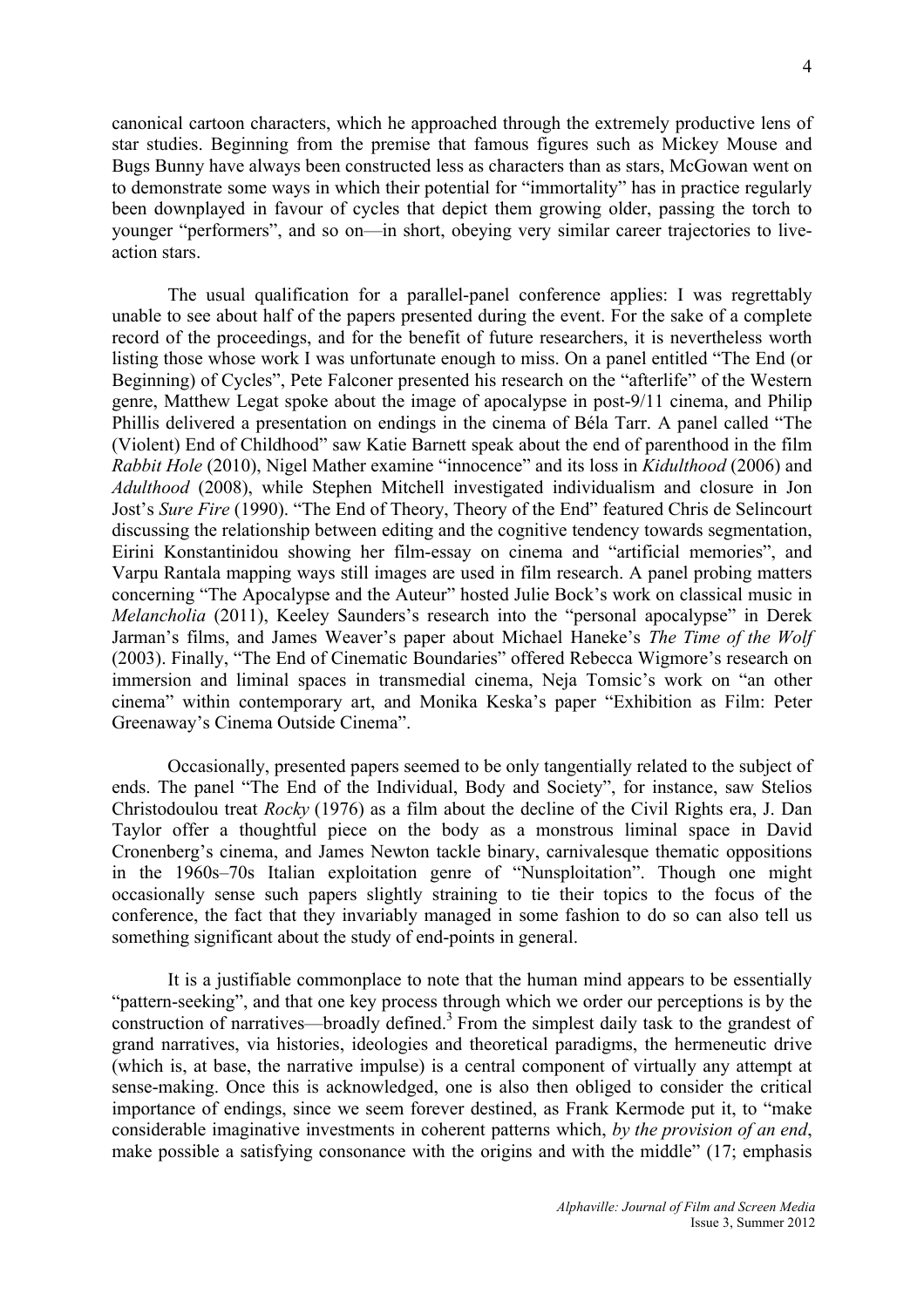canonical cartoon characters, which he approached through the extremely productive lens of star studies. Beginning from the premise that famous figures such as Mickey Mouse and Bugs Bunny have always been constructed less as characters than as stars, McGowan went on to demonstrate some ways in which their potential for "immortality" has in practice regularly been downplayed in favour of cycles that depict them growing older, passing the torch to younger "performers", and so on—in short, obeying very similar career trajectories to live-action stars.

The usual qualification for a parallel-panel conference applies: I was regrettably unable to see about half of the papers presented during the event. For the sake of a complete record of the proceedings, and for the benefit of future researchers, it is nevertheless worth listing those whose work I was unfortunate enough to miss. On a panel entitled "The End (or Beginning) of Cycles", Pete Falconer presented his research on the "afterlife" of the Western genre, Matthew Legat spoke about the image of apocalypse in post-9/11 cinema, and Philip Phillis delivered a presentation on endings in the cinema of Béla Tarr. A panel called "The (Violent) End of Childhood" saw Katie Barnett speak about the end of parenthood in the film *Rabbit Hole* (2010), Nigel Mather examine "innocence" and its loss in *Kidulthood* (2006) and *Adulthood* (2008), while Stephen Mitchell investigated individualism and closure in Jon Jost's *Sure Fire* (1990). "The End of Theory, Theory of the End" featured Chris de Selincourt discussing the relationship between editing and the cognitive tendency towards segmentation, Eirini Konstantinidou showing her film-essay on cinema and "artificial memories", and Varpu Rantala mapping ways still images are used in film research. A panel probing matters concerning "The Apocalypse and the Auteur" hosted Julie Bock's work on classical music in *Melancholia* (2011), Keeley Saunders's research into the "personal apocalypse" in Derek Jarman's films, and James Weaver's paper about Michael Haneke's *The Time of the Wolf* (2003). Finally, "The End of Cinematic Boundaries" offered Rebecca Wigmore's research on immersion and liminal spaces in transmedial cinema, Neja Tomsic's work on "an other cinema" within contemporary art, and Monika Keska's paper "Exhibition as Film: Peter Greenaway's Cinema Outside Cinema".

Occasionally, presented papers seemed to be only tangentially related to the subject of ends. The panel "The End of the Individual, Body and Society", for instance, saw Stelios Christodoulou treat *Rocky* (1976) as a film about the decline of the Civil Rights era, J. Dan Taylor offer a thoughtful piece on the body as a monstrous liminal space in David Cronenberg's cinema, and James Newton tackle binary, carnivalesque thematic oppositions in the 1960s–70s Italian exploitation genre of "Nunsploitation". Though one might occasionally sense such papers slightly straining to tie their topics to the focus of the conference, the fact that they invariably managed in some fashion to do so can also tell us something significant about the study of end-points in general.

It is a justifiable commonplace to note that the human mind appears to be essentially "pattern-seeking", and that one key process through which we order our perceptions is by the construction of narratives—broadly defined.[3] From the simplest daily task to the grandest of grand narratives, via histories, ideologies and theoretical paradigms, the hermeneutic drive (which is, at base, the narrative impulse) is a central component of virtually any attempt at sense-making. Once this is acknowledged, one is also then obliged to consider the critical importance of endings, since we seem forever destined, as Frank Kermode put it, to "make considerable imaginative investments in coherent patterns which, *by the provision of an end*, make possible a satisfying consonance with the origins and with the middle" (17; emphasis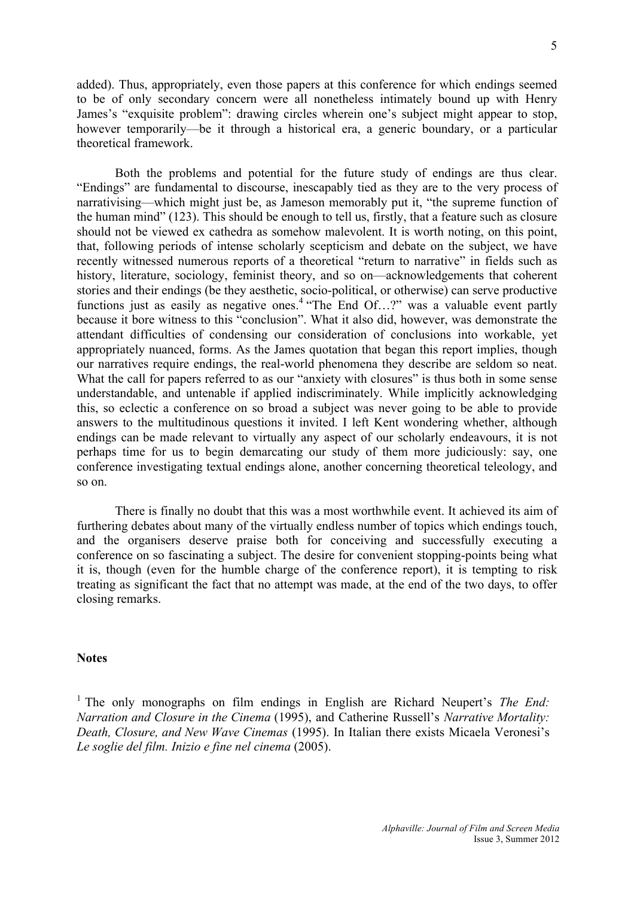added). Thus, appropriately, even those papers at this conference for which endings seemed to be of only secondary concern were all nonetheless intimately bound up with Henry James's "exquisite problem": drawing circles wherein one's subject might appear to stop, however temporarily—be it through a historical era, a generic boundary, or a particular theoretical framework.

Both the problems and potential for the future study of endings are thus clear. "Endings" are fundamental to discourse, inescapably tied as they are to the very process of narrativising—which might just be, as Jameson memorably put it, "the supreme function of the human mind" (123). This should be enough to tell us, firstly, that a feature such as closure should not be viewed ex cathedra as somehow malevolent. It is worth noting, on this point, that, following periods of intense scholarly scepticism and debate on the subject, we have recently witnessed numerous reports of a theoretical "return to narrative" in fields such as history, literature, sociology, feminist theory, and so on—acknowledgements that coherent stories and their endings (be they aesthetic, socio-political, or otherwise) can serve productive functions just as easily as negative ones.[4] "The End Of…?" was a valuable event partly because it bore witness to this "conclusion". What it also did, however, was demonstrate the attendant difficulties of condensing our consideration of conclusions into workable, yet appropriately nuanced, forms. As the James quotation that began this report implies, though our narratives require endings, the real-world phenomena they describe are seldom so neat. What the call for papers referred to as our "anxiety with closures" is thus both in some sense understandable, and untenable if applied indiscriminately. While implicitly acknowledging this, so eclectic a conference on so broad a subject was never going to be able to provide answers to the multitudinous questions it invited. I left Kent wondering whether, although endings can be made relevant to virtually any aspect of our scholarly endeavours, it is not perhaps time for us to begin demarcating our study of them more judiciously: say, one conference investigating textual endings alone, another concerning theoretical teleology, and so on.

There is finally no doubt that this was a most worthwhile event. It achieved its aim of furthering debates about many of the virtually endless number of topics which endings touch, and the organisers deserve praise both for conceiving and successfully executing a conference on so fascinating a subject. The desire for convenient stopping-points being what it is, though (even for the humble charge of the conference report), it is tempting to risk treating as significant the fact that no attempt was made, at the end of the two days, to offer closing remarks.

## Notes

[1] The only monographs on film endings in English are Richard Neupert's *The End: Narration and Closure in the Cinema* (1995), and Catherine Russell's *Narrative Mortality: Death, Closure, and New Wave Cinemas* (1995). In Italian there exists Micaela Veronesi's *Le soglie del film. Inizio e fine nel cinema* (2005).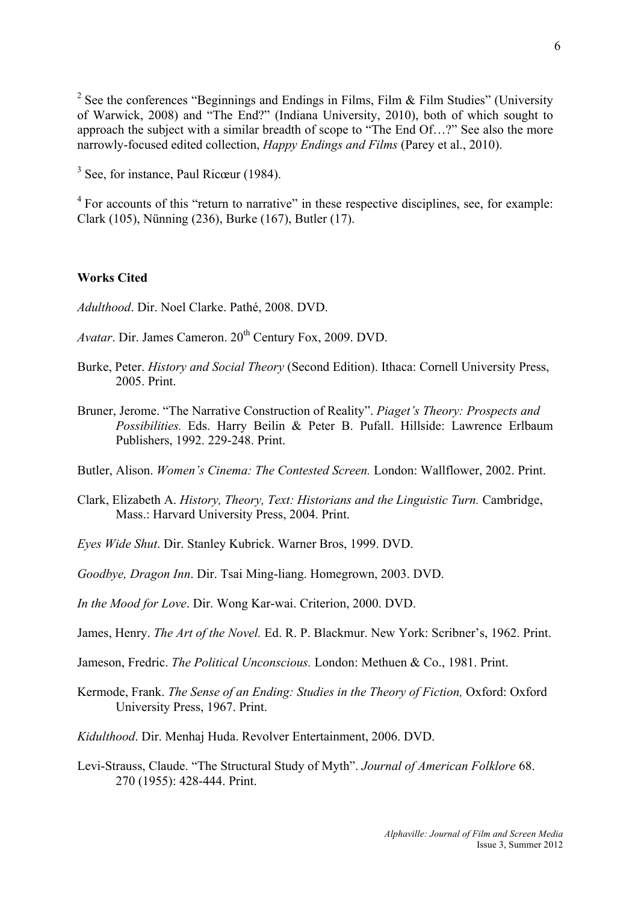[2] See the conferences “Beginnings and Endings in Films, Film & Film Studies” (University of Warwick, 2008) and “The End?” (Indiana University, 2010), both of which sought to approach the subject with a similar breadth of scope to “The End Of…?” See also the more narrowly-focused edited collection, *Happy Endings and Films* (Parey et al., 2010).

[3] See, for instance, Paul Ricœur (1984).

[4] For accounts of this “return to narrative” in these respective disciplines, see, for example: Clark (105), Nünning (236), Burke (167), Butler (17).

**Works Cited**

*Adulthood*. Dir. Noel Clarke. Pathé, 2008. DVD.

*Avatar*. Dir. James Cameron. 20th Century Fox, 2009. DVD.

Burke, Peter. *History and Social Theory* (Second Edition). Ithaca: Cornell University Press, 2005. Print.

Bruner, Jerome. “The Narrative Construction of Reality”. *Piaget’s Theory: Prospects and Possibilities.* Eds. Harry Beilin & Peter B. Pufall. Hillside: Lawrence Erlbaum Publishers, 1992. 229-248. Print.

Butler, Alison. *Women’s Cinema: The Contested Screen.* London: Wallflower, 2002. Print.

Clark, Elizabeth A. *History, Theory, Text: Historians and the Linguistic Turn.* Cambridge, Mass.: Harvard University Press, 2004. Print.

*Eyes Wide Shut*. Dir. Stanley Kubrick. Warner Bros, 1999. DVD.

*Goodbye, Dragon Inn*. Dir. Tsai Ming-liang. Homegrown, 2003. DVD.

*In the Mood for Love*. Dir. Wong Kar-wai. Criterion, 2000. DVD.

James, Henry. *The Art of the Novel.* Ed. R. P. Blackmur. New York: Scribner’s, 1962. Print.

Jameson, Fredric. *The Political Unconscious.* London: Methuen & Co., 1981. Print.

Kermode, Frank. *The Sense of an Ending: Studies in the Theory of Fiction,* Oxford: Oxford University Press, 1967. Print.

*Kidulthood*. Dir. Menhaj Huda. Revolver Entertainment, 2006. DVD.

Levi-Strauss, Claude. “The Structural Study of Myth”. *Journal of American Folklore* 68. 270 (1955): 428-444. Print.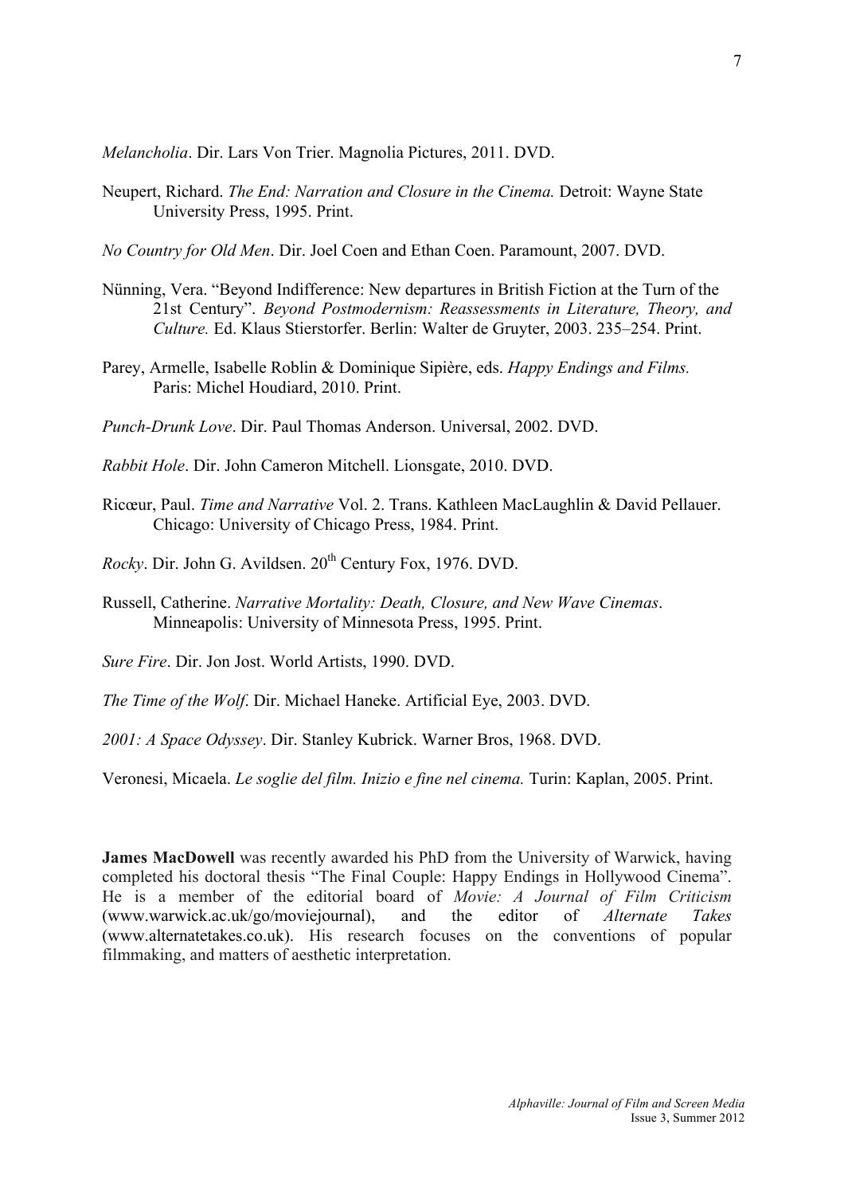*Melancholia*. Dir. Lars Von Trier. Magnolia Pictures, 2011. DVD.

Neupert, Richard. *The End: Narration and Closure in the Cinema.* Detroit: Wayne State University Press, 1995. Print.

*No Country for Old Men*. Dir. Joel Coen and Ethan Coen. Paramount, 2007. DVD.

Nünning, Vera. "Beyond Indifference: New departures in British Fiction at the Turn of the 21st Century". *Beyond Postmodernism: Reassessments in Literature, Theory, and Culture.* Ed. Klaus Stierstorfer. Berlin: Walter de Gruyter, 2003. 235–254. Print.

Parey, Armelle, Isabelle Roblin & Dominique Sipière, eds. *Happy Endings and Films.* Paris: Michel Houdiard, 2010. Print.

*Punch-Drunk Love*. Dir. Paul Thomas Anderson. Universal, 2002. DVD.

*Rabbit Hole*. Dir. John Cameron Mitchell. Lionsgate, 2010. DVD.

Ricœur, Paul. *Time and Narrative* Vol. 2. Trans. Kathleen MacLaughlin & David Pellauer. Chicago: University of Chicago Press, 1984. Print.

*Rocky*. Dir. John G. Avildsen. 20th Century Fox, 1976. DVD.

Russell, Catherine. *Narrative Mortality: Death, Closure, and New Wave Cinemas*. Minneapolis: University of Minnesota Press, 1995. Print.

*Sure Fire*. Dir. Jon Jost. World Artists, 1990. DVD.

*The Time of the Wolf*. Dir. Michael Haneke. Artificial Eye, 2003. DVD.

*2001: A Space Odyssey*. Dir. Stanley Kubrick. Warner Bros, 1968. DVD.

Veronesi, Micaela. *Le soglie del film. Inizio e fine nel cinema.* Turin: Kaplan, 2005. Print.

**James MacDowell** was recently awarded his PhD from the University of Warwick, having completed his doctoral thesis "The Final Couple: Happy Endings in Hollywood Cinema". He is a member of the editorial board of *Movie: A Journal of Film Criticism* (www.warwick.ac.uk/go/moviejournal), and the editor of *Alternate Takes* (www.alternatetakes.co.uk). His research focuses on the conventions of popular filmmaking, and matters of aesthetic interpretation.